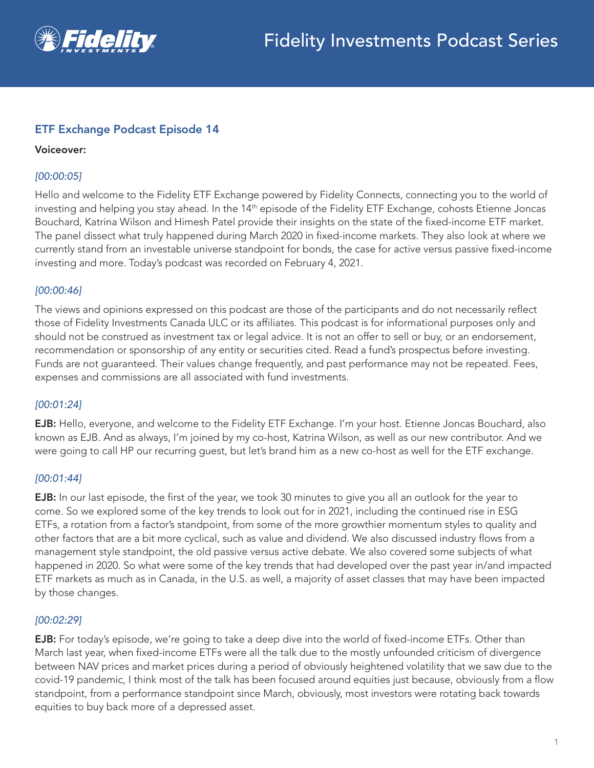## ETF Exchange Podcast Episode 14

**Voiceover:**

*[00:00:05]*

Hello and welcome to the Fidelity ETF Exchange powered by Fidelity Connects, connecting you to the world of investing and helping you stay ahead. In the 14th episode of the Fidelity ETF Exchange, cohosts Etienne Joncas Bouchard, Katrina Wilson and Himesh Patel provide their insights on the state of the fixed-income ETF market. The panel dissect what truly happened during March 2020 in fixed-income markets. They also look at where we currently stand from an investable universe standpoint for bonds, the case for active versus passive fixed-income investing and more. Today's podcast was recorded on February 4, 2021.

*[00:00:46]*

The views and opinions expressed on this podcast are those of the participants and do not necessarily reflect those of Fidelity Investments Canada ULC or its affiliates. This podcast is for informational purposes only and should not be construed as investment tax or legal advice. It is not an offer to sell or buy, or an endorsement, recommendation or sponsorship of any entity or securities cited. Read a fund's prospectus before investing. Funds are not guaranteed. Their values change frequently, and past performance may not be repeated. Fees, expenses and commissions are all associated with fund investments.

*[00:01:24]*

**EJB:** Hello, everyone, and welcome to the Fidelity ETF Exchange. I'm your host. Etienne Joncas Bouchard, also known as EJB. And as always, I'm joined by my co-host, Katrina Wilson, as well as our new contributor. And we were going to call HP our recurring guest, but let's brand him as a new co-host as well for the ETF exchange.

*[00:01:44]*

**EJB:** In our last episode, the first of the year, we took 30 minutes to give you all an outlook for the year to come. So we explored some of the key trends to look out for in 2021, including the continued rise in ESG ETFs, a rotation from a factor's standpoint, from some of the more growthier momentum styles to quality and other factors that are a bit more cyclical, such as value and dividend. We also discussed industry flows from a management style standpoint, the old passive versus active debate. We also covered some subjects of what happened in 2020. So what were some of the key trends that had developed over the past year in/and impacted ETF markets as much as in Canada, in the U.S. as well, a majority of asset classes that may have been impacted by those changes.

*[00:02:29]*

**EJB:** For today's episode, we're going to take a deep dive into the world of fixed-income ETFs. Other than March last year, when fixed-income ETFs were all the talk due to the mostly unfounded criticism of divergence between NAV prices and market prices during a period of obviously heightened volatility that we saw due to the covid-19 pandemic, I think most of the talk has been focused around equities just because, obviously from a flow standpoint, from a performance standpoint since March, obviously, most investors were rotating back towards equities to buy back more of a depressed asset.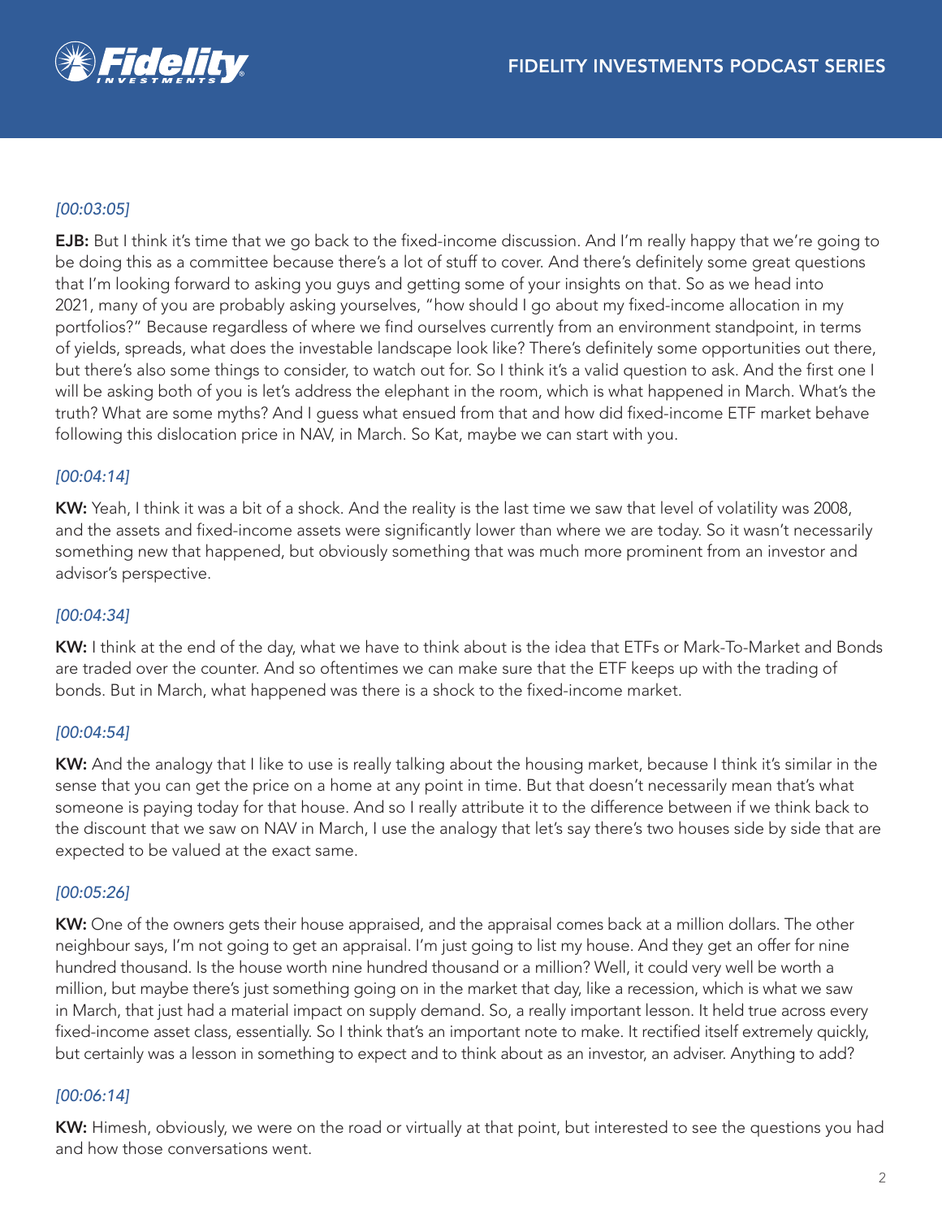*[00:03:05]*

**EJB:** But I think it's time that we go back to the fixed-income discussion. And I'm really happy that we're going to be doing this as a committee because there's a lot of stuff to cover. And there's definitely some great questions that I'm looking forward to asking you guys and getting some of your insights on that. So as we head into 2021, many of you are probably asking yourselves, "how should I go about my fixed-income allocation in my portfolios?" Because regardless of where we find ourselves currently from an environment standpoint, in terms of yields, spreads, what does the investable landscape look like? There's definitely some opportunities out there, but there's also some things to consider, to watch out for. So I think it's a valid question to ask. And the first one I will be asking both of you is let's address the elephant in the room, which is what happened in March. What's the truth? What are some myths? And I guess what ensued from that and how did fixed-income ETF market behave following this dislocation price in NAV, in March. So Kat, maybe we can start with you.

*[00:04:14]*

**KW:** Yeah, I think it was a bit of a shock. And the reality is the last time we saw that level of volatility was 2008, and the assets and fixed-income assets were significantly lower than where we are today. So it wasn't necessarily something new that happened, but obviously something that was much more prominent from an investor and advisor's perspective.

*[00:04:34]*

**KW:** I think at the end of the day, what we have to think about is the idea that ETFs or Mark-To-Market and Bonds are traded over the counter. And so oftentimes we can make sure that the ETF keeps up with the trading of bonds. But in March, what happened was there is a shock to the fixed-income market.

*[00:04:54]*

**KW:** And the analogy that I like to use is really talking about the housing market, because I think it's similar in the sense that you can get the price on a home at any point in time. But that doesn't necessarily mean that's what someone is paying today for that house. And so I really attribute it to the difference between if we think back to the discount that we saw on NAV in March, I use the analogy that let's say there's two houses side by side that are expected to be valued at the exact same.

*[00:05:26]*

**KW:** One of the owners gets their house appraised, and the appraisal comes back at a million dollars. The other neighbour says, I'm not going to get an appraisal. I'm just going to list my house. And they get an offer for nine hundred thousand. Is the house worth nine hundred thousand or a million? Well, it could very well be worth a million, but maybe there's just something going on in the market that day, like a recession, which is what we saw in March, that just had a material impact on supply demand. So, a really important lesson. It held true across every fixed-income asset class, essentially. So I think that's an important note to make. It rectified itself extremely quickly, but certainly was a lesson in something to expect and to think about as an investor, an adviser. Anything to add?

*[00:06:14]*

**KW:** Himesh, obviously, we were on the road or virtually at that point, but interested to see the questions you had and how those conversations went.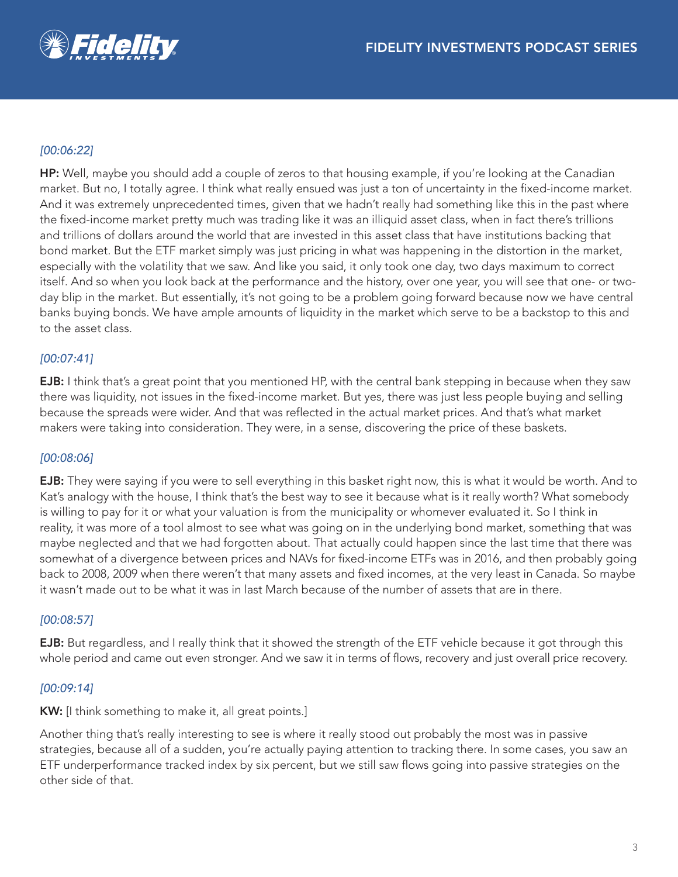*[00:06:22]*

**HP:** Well, maybe you should add a couple of zeros to that housing example, if you're looking at the Canadian market. But no, I totally agree. I think what really ensued was just a ton of uncertainty in the fixed-income market. And it was extremely unprecedented times, given that we hadn't really had something like this in the past where the fixed-income market pretty much was trading like it was an illiquid asset class, when in fact there's trillions and trillions of dollars around the world that are invested in this asset class that have institutions backing that bond market. But the ETF market simply was just pricing in what was happening in the distortion in the market, especially with the volatility that we saw. And like you said, it only took one day, two days maximum to correct itself. And so when you look back at the performance and the history, over one year, you will see that one- or two-day blip in the market. But essentially, it's not going to be a problem going forward because now we have central banks buying bonds. We have ample amounts of liquidity in the market which serve to be a backstop to this and to the asset class.

*[00:07:41]*

**EJB:** I think that's a great point that you mentioned HP, with the central bank stepping in because when they saw there was liquidity, not issues in the fixed-income market. But yes, there was just less people buying and selling because the spreads were wider. And that was reflected in the actual market prices. And that's what market makers were taking into consideration. They were, in a sense, discovering the price of these baskets.

*[00:08:06]*

**EJB:** They were saying if you were to sell everything in this basket right now, this is what it would be worth. And to Kat's analogy with the house, I think that's the best way to see it because what is it really worth? What somebody is willing to pay for it or what your valuation is from the municipality or whomever evaluated it. So I think in reality, it was more of a tool almost to see what was going on in the underlying bond market, something that was maybe neglected and that we had forgotten about. That actually could happen since the last time that there was somewhat of a divergence between prices and NAVs for fixed-income ETFs was in 2016, and then probably going back to 2008, 2009 when there weren't that many assets and fixed incomes, at the very least in Canada. So maybe it wasn't made out to be what it was in last March because of the number of assets that are in there.

*[00:08:57]*

**EJB:** But regardless, and I really think that it showed the strength of the ETF vehicle because it got through this whole period and came out even stronger. And we saw it in terms of flows, recovery and just overall price recovery.

*[00:09:14]*

**KW:** [I think something to make it, all great points.]

Another thing that's really interesting to see is where it really stood out probably the most was in passive strategies, because all of a sudden, you're actually paying attention to tracking there. In some cases, you saw an ETF underperformance tracked index by six percent, but we still saw flows going into passive strategies on the other side of that.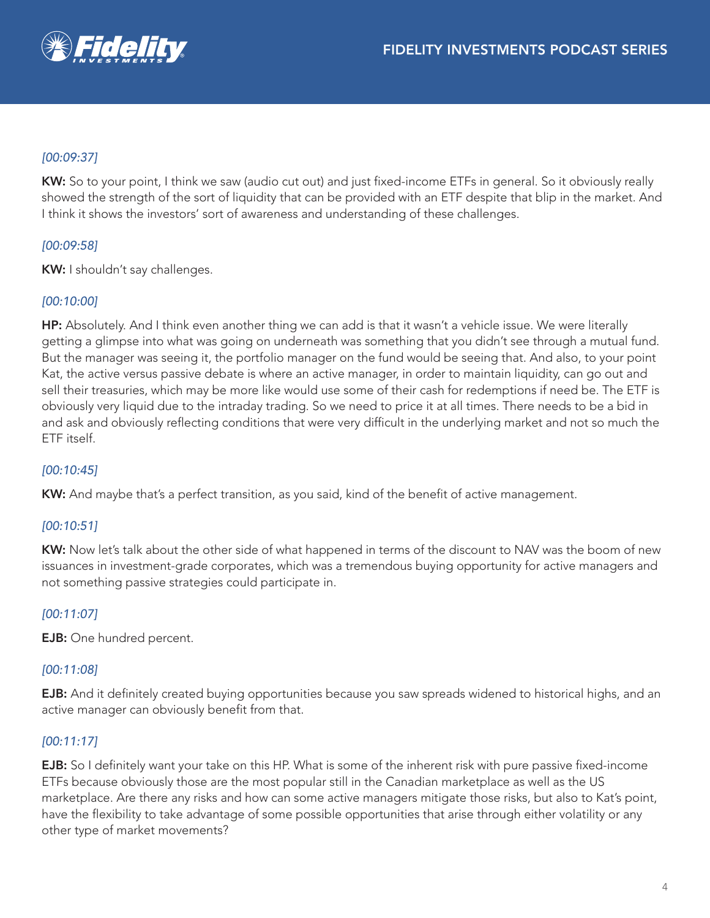*[00:09:37]*

**KW:** So to your point, I think we saw (audio cut out) and just fixed-income ETFs in general. So it obviously really showed the strength of the sort of liquidity that can be provided with an ETF despite that blip in the market. And I think it shows the investors' sort of awareness and understanding of these challenges.

*[00:09:58]*

**KW:** I shouldn't say challenges.

*[00:10:00]*

**HP:** Absolutely. And I think even another thing we can add is that it wasn't a vehicle issue. We were literally getting a glimpse into what was going on underneath was something that you didn't see through a mutual fund. But the manager was seeing it, the portfolio manager on the fund would be seeing that. And also, to your point Kat, the active versus passive debate is where an active manager, in order to maintain liquidity, can go out and sell their treasuries, which may be more like would use some of their cash for redemptions if need be. The ETF is obviously very liquid due to the intraday trading. So we need to price it at all times. There needs to be a bid in and ask and obviously reflecting conditions that were very difficult in the underlying market and not so much the ETF itself.

*[00:10:45]*

**KW:** And maybe that's a perfect transition, as you said, kind of the benefit of active management.

*[00:10:51]*

**KW:** Now let's talk about the other side of what happened in terms of the discount to NAV was the boom of new issuances in investment-grade corporates, which was a tremendous buying opportunity for active managers and not something passive strategies could participate in.

*[00:11:07]*

**EJB:** One hundred percent.

*[00:11:08]*

**EJB:** And it definitely created buying opportunities because you saw spreads widened to historical highs, and an active manager can obviously benefit from that.

*[00:11:17]*

**EJB:** So I definitely want your take on this HP. What is some of the inherent risk with pure passive fixed-income ETFs because obviously those are the most popular still in the Canadian marketplace as well as the US marketplace. Are there any risks and how can some active managers mitigate those risks, but also to Kat's point, have the flexibility to take advantage of some possible opportunities that arise through either volatility or any other type of market movements?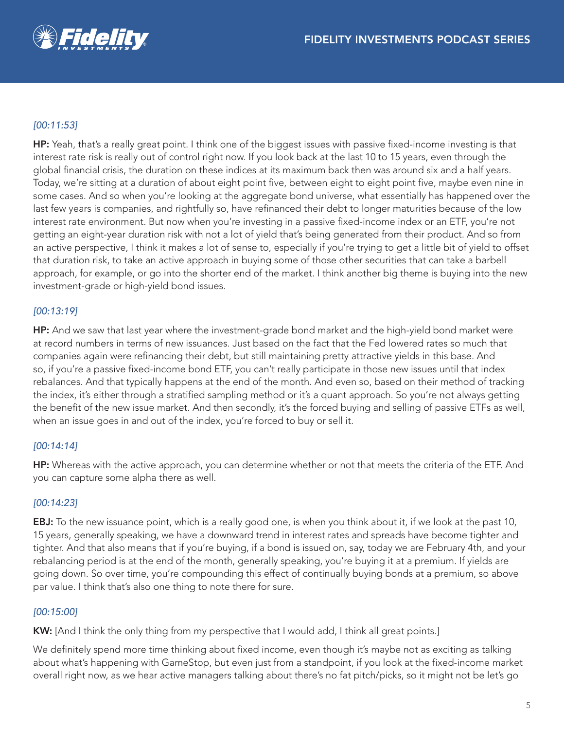*[00:11:53]*

**HP:** Yeah, that's a really great point. I think one of the biggest issues with passive fixed-income investing is that interest rate risk is really out of control right now. If you look back at the last 10 to 15 years, even through the global financial crisis, the duration on these indices at its maximum back then was around six and a half years. Today, we're sitting at a duration of about eight point five, between eight to eight point five, maybe even nine in some cases. And so when you're looking at the aggregate bond universe, what essentially has happened over the last few years is companies, and rightfully so, have refinanced their debt to longer maturities because of the low interest rate environment. But now when you're investing in a passive fixed-income index or an ETF, you're not getting an eight-year duration risk with not a lot of yield that's being generated from their product. And so from an active perspective, I think it makes a lot of sense to, especially if you're trying to get a little bit of yield to offset that duration risk, to take an active approach in buying some of those other securities that can take a barbell approach, for example, or go into the shorter end of the market. I think another big theme is buying into the new investment-grade or high-yield bond issues.

*[00:13:19]*

**HP:** And we saw that last year where the investment-grade bond market and the high-yield bond market were at record numbers in terms of new issuances. Just based on the fact that the Fed lowered rates so much that companies again were refinancing their debt, but still maintaining pretty attractive yields in this base. And so, if you're a passive fixed-income bond ETF, you can't really participate in those new issues until that index rebalances. And that typically happens at the end of the month. And even so, based on their method of tracking the index, it's either through a stratified sampling method or it's a quant approach. So you're not always getting the benefit of the new issue market. And then secondly, it's the forced buying and selling of passive ETFs as well, when an issue goes in and out of the index, you're forced to buy or sell it.

*[00:14:14]*

**HP:** Whereas with the active approach, you can determine whether or not that meets the criteria of the ETF. And you can capture some alpha there as well.

*[00:14:23]*

**EBJ:** To the new issuance point, which is a really good one, is when you think about it, if we look at the past 10, 15 years, generally speaking, we have a downward trend in interest rates and spreads have become tighter and tighter. And that also means that if you're buying, if a bond is issued on, say, today we are February 4th, and your rebalancing period is at the end of the month, generally speaking, you're buying it at a premium. If yields are going down. So over time, you're compounding this effect of continually buying bonds at a premium, so above par value. I think that's also one thing to note there for sure.

*[00:15:00]*

**KW:** [And I think the only thing from my perspective that I would add, I think all great points.]

We definitely spend more time thinking about fixed income, even though it's maybe not as exciting as talking about what's happening with GameStop, but even just from a standpoint, if you look at the fixed-income market overall right now, as we hear active managers talking about there's no fat pitch/picks, so it might not be let's go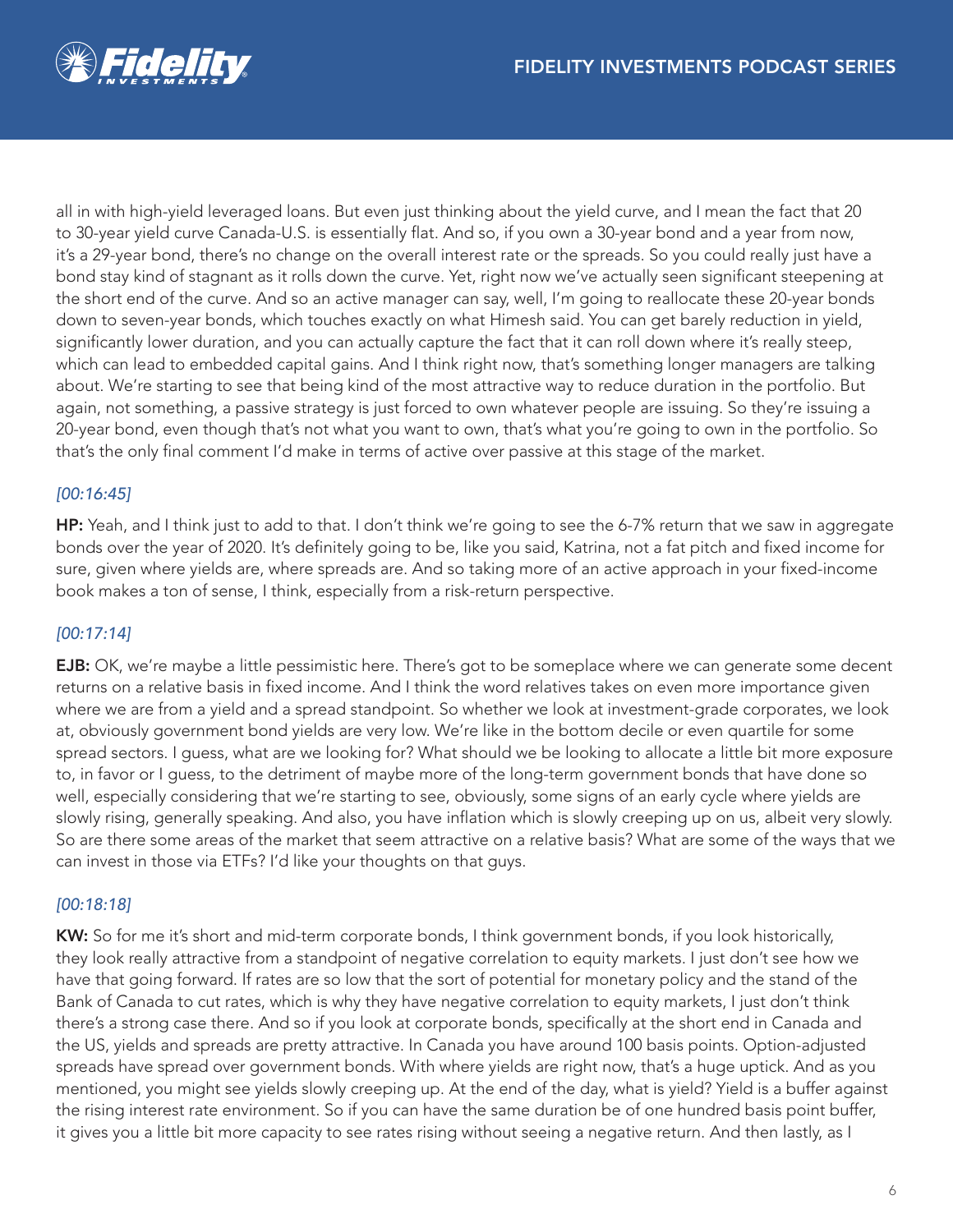all in with high-yield leveraged loans. But even just thinking about the yield curve, and I mean the fact that 20 to 30-year yield curve Canada-U.S. is essentially flat. And so, if you own a 30-year bond and a year from now, it's a 29-year bond, there's no change on the overall interest rate or the spreads. So you could really just have a bond stay kind of stagnant as it rolls down the curve. Yet, right now we've actually seen significant steepening at the short end of the curve. And so an active manager can say, well, I'm going to reallocate these 20-year bonds down to seven-year bonds, which touches exactly on what Himesh said. You can get barely reduction in yield, significantly lower duration, and you can actually capture the fact that it can roll down where it's really steep, which can lead to embedded capital gains. And I think right now, that's something longer managers are talking about. We're starting to see that being kind of the most attractive way to reduce duration in the portfolio. But again, not something, a passive strategy is just forced to own whatever people are issuing. So they're issuing a 20-year bond, even though that's not what you want to own, that's what you're going to own in the portfolio. So that's the only final comment I'd make in terms of active over passive at this stage of the market.

*[00:16:45]*

**HP:** Yeah, and I think just to add to that. I don't think we're going to see the 6-7% return that we saw in aggregate bonds over the year of 2020. It's definitely going to be, like you said, Katrina, not a fat pitch and fixed income for sure, given where yields are, where spreads are. And so taking more of an active approach in your fixed-income book makes a ton of sense, I think, especially from a risk-return perspective.

*[00:17:14]*

**EJB:** OK, we're maybe a little pessimistic here. There's got to be someplace where we can generate some decent returns on a relative basis in fixed income. And I think the word relatives takes on even more importance given where we are from a yield and a spread standpoint. So whether we look at investment-grade corporates, we look at, obviously government bond yields are very low. We're like in the bottom decile or even quartile for some spread sectors. I guess, what are we looking for? What should we be looking to allocate a little bit more exposure to, in favor or I guess, to the detriment of maybe more of the long-term government bonds that have done so well, especially considering that we're starting to see, obviously, some signs of an early cycle where yields are slowly rising, generally speaking. And also, you have inflation which is slowly creeping up on us, albeit very slowly. So are there some areas of the market that seem attractive on a relative basis? What are some of the ways that we can invest in those via ETFs? I'd like your thoughts on that guys.

*[00:18:18]*

**KW:** So for me it's short and mid-term corporate bonds, I think government bonds, if you look historically, they look really attractive from a standpoint of negative correlation to equity markets. I just don't see how we have that going forward. If rates are so low that the sort of potential for monetary policy and the stand of the Bank of Canada to cut rates, which is why they have negative correlation to equity markets, I just don't think there's a strong case there. And so if you look at corporate bonds, specifically at the short end in Canada and the US, yields and spreads are pretty attractive. In Canada you have around 100 basis points. Option-adjusted spreads have spread over government bonds. With where yields are right now, that's a huge uptick. And as you mentioned, you might see yields slowly creeping up. At the end of the day, what is yield? Yield is a buffer against the rising interest rate environment. So if you can have the same duration be of one hundred basis point buffer, it gives you a little bit more capacity to see rates rising without seeing a negative return. And then lastly, as I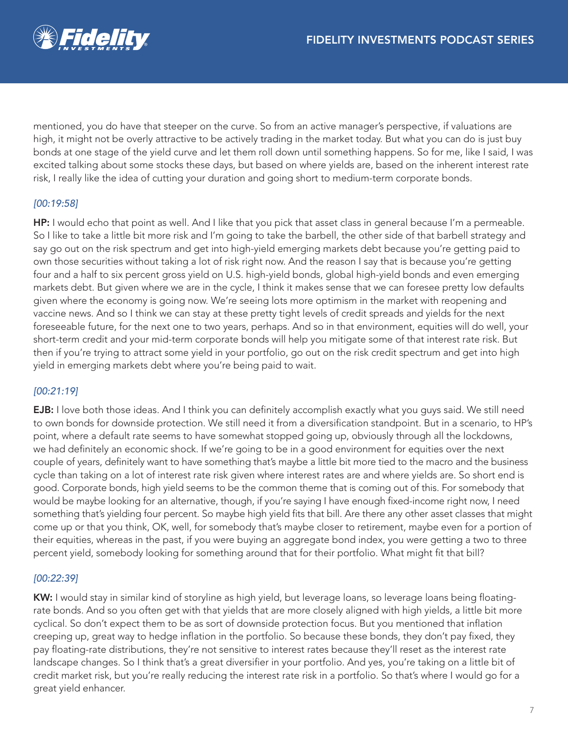mentioned, you do have that steeper on the curve. So from an active manager's perspective, if valuations are high, it might not be overly attractive to be actively trading in the market today. But what you can do is just buy bonds at one stage of the yield curve and let them roll down until something happens. So for me, like I said, I was excited talking about some stocks these days, but based on where yields are, based on the inherent interest rate risk, I really like the idea of cutting your duration and going short to medium-term corporate bonds.

*[00:19:58]*

**HP:** I would echo that point as well. And I like that you pick that asset class in general because I'm a permeable. So I like to take a little bit more risk and I'm going to take the barbell, the other side of that barbell strategy and say go out on the risk spectrum and get into high-yield emerging markets debt because you're getting paid to own those securities without taking a lot of risk right now. And the reason I say that is because you're getting four and a half to six percent gross yield on U.S. high-yield bonds, global high-yield bonds and even emerging markets debt. But given where we are in the cycle, I think it makes sense that we can foresee pretty low defaults given where the economy is going now. We're seeing lots more optimism in the market with reopening and vaccine news. And so I think we can stay at these pretty tight levels of credit spreads and yields for the next foreseeable future, for the next one to two years, perhaps. And so in that environment, equities will do well, your short-term credit and your mid-term corporate bonds will help you mitigate some of that interest rate risk. But then if you're trying to attract some yield in your portfolio, go out on the risk credit spectrum and get into high yield in emerging markets debt where you're being paid to wait.

*[00:21:19]*

**EJB:** I love both those ideas. And I think you can definitely accomplish exactly what you guys said. We still need to own bonds for downside protection. We still need it from a diversification standpoint. But in a scenario, to HP's point, where a default rate seems to have somewhat stopped going up, obviously through all the lockdowns, we had definitely an economic shock. If we're going to be in a good environment for equities over the next couple of years, definitely want to have something that's maybe a little bit more tied to the macro and the business cycle than taking on a lot of interest rate risk given where interest rates are and where yields are. So short end is good. Corporate bonds, high yield seems to be the common theme that is coming out of this. For somebody that would be maybe looking for an alternative, though, if you're saying I have enough fixed-income right now, I need something that's yielding four percent. So maybe high yield fits that bill. Are there any other asset classes that might come up or that you think, OK, well, for somebody that's maybe closer to retirement, maybe even for a portion of their equities, whereas in the past, if you were buying an aggregate bond index, you were getting a two to three percent yield, somebody looking for something around that for their portfolio. What might fit that bill?

*[00:22:39]*

**KW:** I would stay in similar kind of storyline as high yield, but leverage loans, so leverage loans being floating-rate bonds. And so you often get with that yields that are more closely aligned with high yields, a little bit more cyclical. So don't expect them to be as sort of downside protection focus. But you mentioned that inflation creeping up, great way to hedge inflation in the portfolio. So because these bonds, they don't pay fixed, they pay floating-rate distributions, they're not sensitive to interest rates because they'll reset as the interest rate landscape changes. So I think that's a great diversifier in your portfolio. And yes, you're taking on a little bit of credit market risk, but you're really reducing the interest rate risk in a portfolio. So that's where I would go for a great yield enhancer.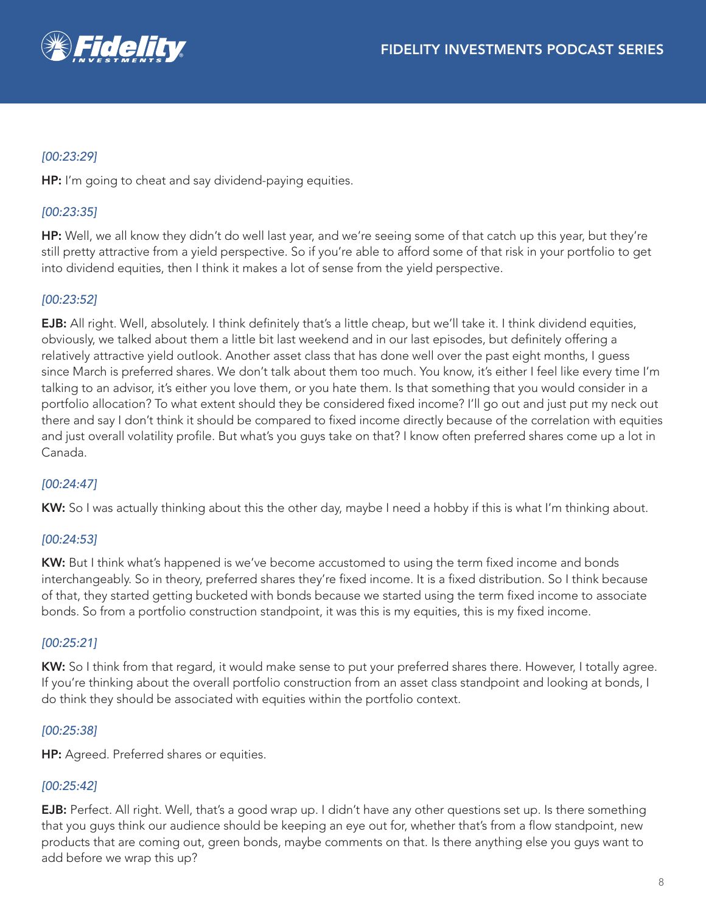*[00:23:29]*

**HP:** I'm going to cheat and say dividend-paying equities.

*[00:23:35]*

**HP:** Well, we all know they didn't do well last year, and we're seeing some of that catch up this year, but they're still pretty attractive from a yield perspective. So if you're able to afford some of that risk in your portfolio to get into dividend equities, then I think it makes a lot of sense from the yield perspective.

*[00:23:52]*

**EJB:** All right. Well, absolutely. I think definitely that's a little cheap, but we'll take it. I think dividend equities, obviously, we talked about them a little bit last weekend and in our last episodes, but definitely offering a relatively attractive yield outlook. Another asset class that has done well over the past eight months, I guess since March is preferred shares. We don't talk about them too much. You know, it's either I feel like every time I'm talking to an advisor, it's either you love them, or you hate them. Is that something that you would consider in a portfolio allocation? To what extent should they be considered fixed income? I'll go out and just put my neck out there and say I don't think it should be compared to fixed income directly because of the correlation with equities and just overall volatility profile. But what's you guys take on that? I know often preferred shares come up a lot in Canada.

*[00:24:47]*

**KW:** So I was actually thinking about this the other day, maybe I need a hobby if this is what I'm thinking about.

*[00:24:53]*

**KW:** But I think what's happened is we've become accustomed to using the term fixed income and bonds interchangeably. So in theory, preferred shares they're fixed income. It is a fixed distribution. So I think because of that, they started getting bucketed with bonds because we started using the term fixed income to associate bonds. So from a portfolio construction standpoint, it was this is my equities, this is my fixed income.

*[00:25:21]*

**KW:** So I think from that regard, it would make sense to put your preferred shares there. However, I totally agree. If you're thinking about the overall portfolio construction from an asset class standpoint and looking at bonds, I do think they should be associated with equities within the portfolio context.

*[00:25:38]*

**HP:** Agreed. Preferred shares or equities.

*[00:25:42]*

**EJB:** Perfect. All right. Well, that's a good wrap up. I didn't have any other questions set up. Is there something that you guys think our audience should be keeping an eye out for, whether that's from a flow standpoint, new products that are coming out, green bonds, maybe comments on that. Is there anything else you guys want to add before we wrap this up?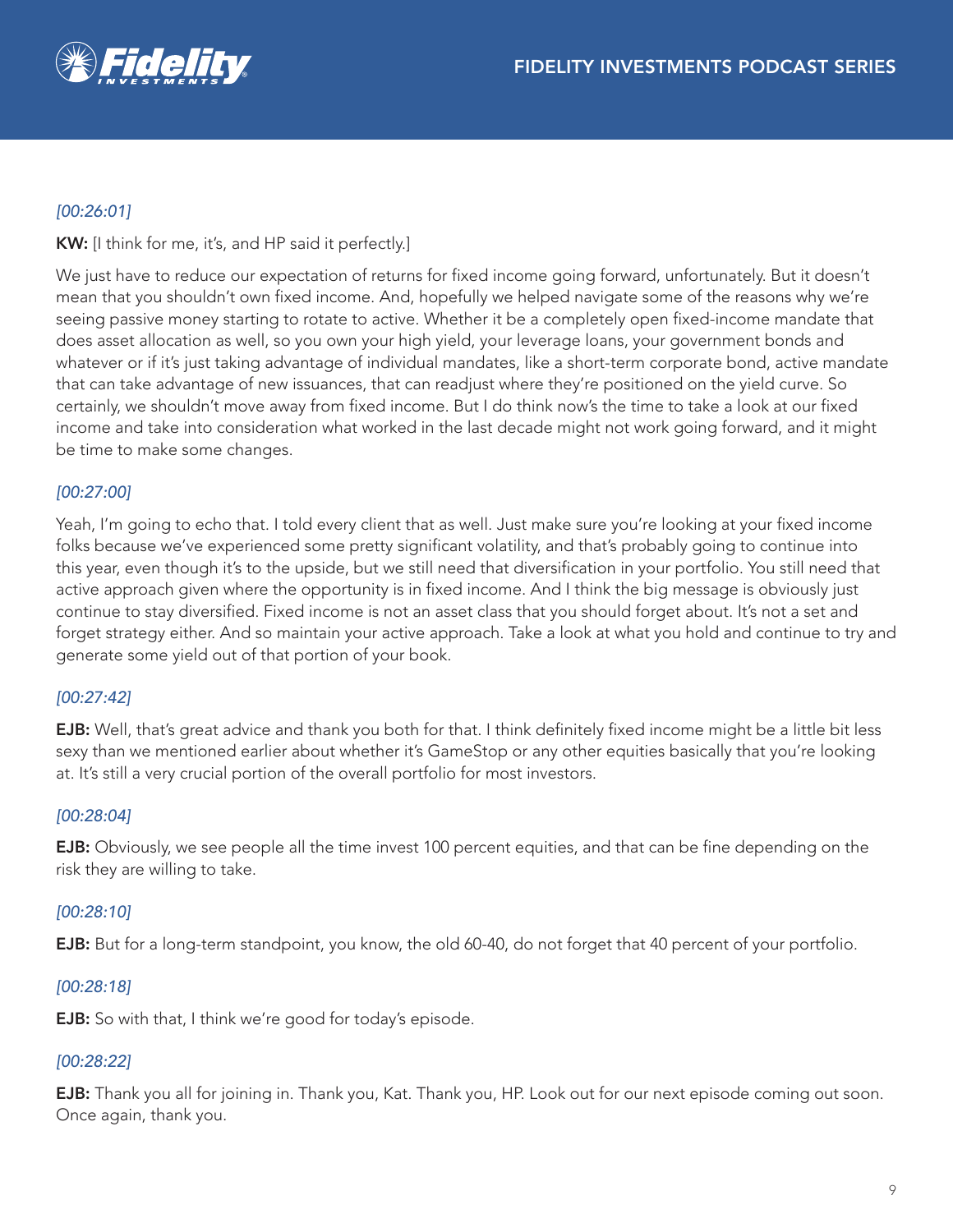*[00:26:01]*

**KW:** [I think for me, it's, and HP said it perfectly.]

We just have to reduce our expectation of returns for fixed income going forward, unfortunately. But it doesn't mean that you shouldn't own fixed income. And, hopefully we helped navigate some of the reasons why we're seeing passive money starting to rotate to active. Whether it be a completely open fixed-income mandate that does asset allocation as well, so you own your high yield, your leverage loans, your government bonds and whatever or if it's just taking advantage of individual mandates, like a short-term corporate bond, active mandate that can take advantage of new issuances, that can readjust where they're positioned on the yield curve. So certainly, we shouldn't move away from fixed income. But I do think now's the time to take a look at our fixed income and take into consideration what worked in the last decade might not work going forward, and it might be time to make some changes.

*[00:27:00]*

Yeah, I'm going to echo that. I told every client that as well. Just make sure you're looking at your fixed income folks because we've experienced some pretty significant volatility, and that's probably going to continue into this year, even though it's to the upside, but we still need that diversification in your portfolio. You still need that active approach given where the opportunity is in fixed income. And I think the big message is obviously just continue to stay diversified. Fixed income is not an asset class that you should forget about. It's not a set and forget strategy either. And so maintain your active approach. Take a look at what you hold and continue to try and generate some yield out of that portion of your book.

*[00:27:42]*

**EJB:** Well, that's great advice and thank you both for that. I think definitely fixed income might be a little bit less sexy than we mentioned earlier about whether it's GameStop or any other equities basically that you're looking at. It's still a very crucial portion of the overall portfolio for most investors.

*[00:28:04]*

**EJB:** Obviously, we see people all the time invest 100 percent equities, and that can be fine depending on the risk they are willing to take.

*[00:28:10]*

**EJB:** But for a long-term standpoint, you know, the old 60-40, do not forget that 40 percent of your portfolio.

*[00:28:18]*

**EJB:** So with that, I think we're good for today's episode.

*[00:28:22]*

**EJB:** Thank you all for joining in. Thank you, Kat. Thank you, HP. Look out for our next episode coming out soon. Once again, thank you.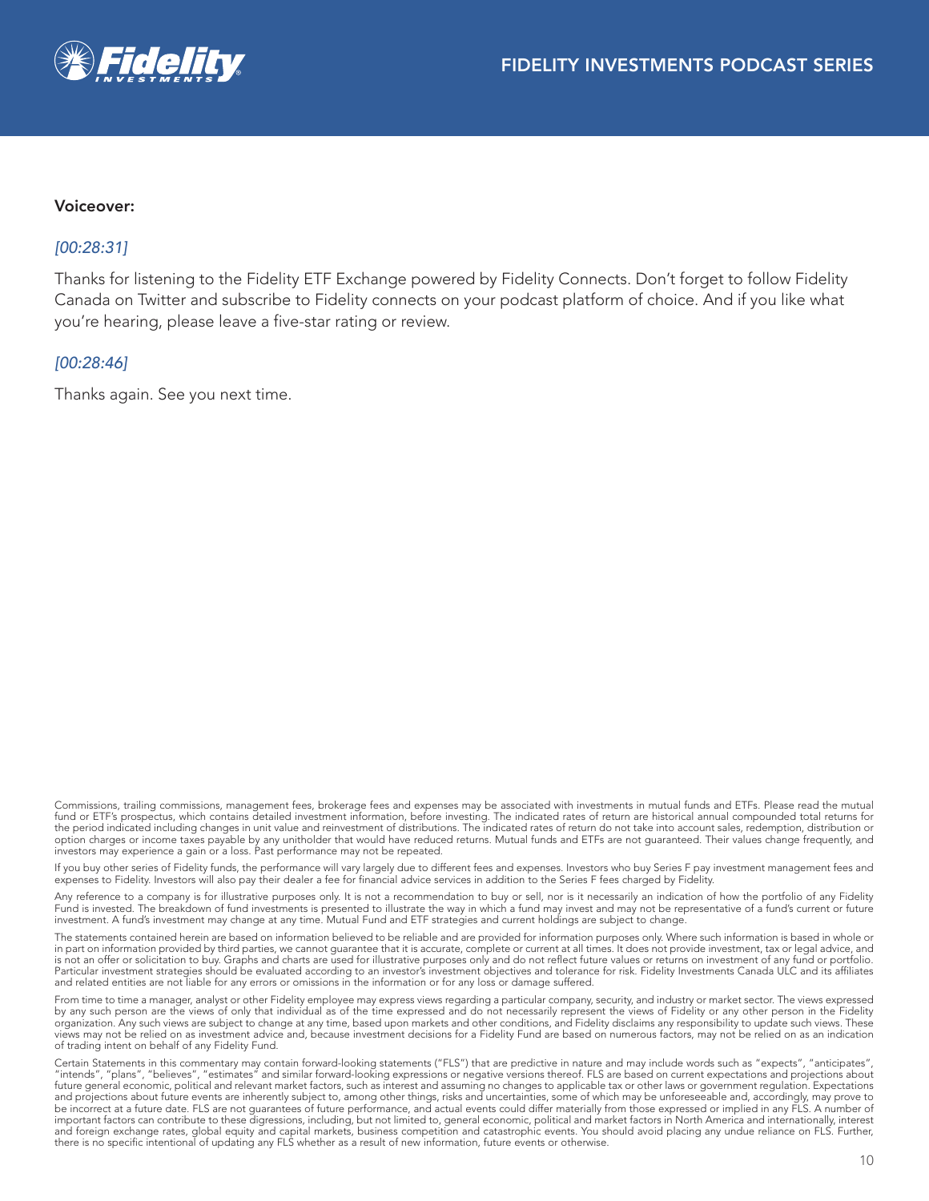**Voiceover:**

*[00:28:31]*

Thanks for listening to the Fidelity ETF Exchange powered by Fidelity Connects. Don't forget to follow Fidelity Canada on Twitter and subscribe to Fidelity connects on your podcast platform of choice. And if you like what you're hearing, please leave a five-star rating or review.

*[00:28:46]*

Thanks again. See you next time.

Commissions, trailing commissions, management fees, brokerage fees and expenses may be associated with investments in mutual funds and ETFs. Please read the mutual fund or ETF's prospectus, which contains detailed investment information, before investing. The indicated rates of return are historical annual compounded total returns for the period indicated including changes in unit value and reinvestment of distributions. The indicated rates of return do not take into account sales, redemption, distribution or option charges or income taxes payable by any unitholder that would have reduced returns. Mutual funds and ETFs are not guaranteed. Their values change frequently, and investors may experience a gain or a loss. Past performance may not be repeated.

If you buy other series of Fidelity funds, the performance will vary largely due to different fees and expenses. Investors who buy Series F pay investment management fees and expenses to Fidelity. Investors will also pay their dealer a fee for financial advice services in addition to the Series F fees charged by Fidelity.

Any reference to a company is for illustrative purposes only. It is not a recommendation to buy or sell, nor is it necessarily an indication of how the portfolio of any Fidelity Fund is invested. The breakdown of fund investments is presented to illustrate the way in which a fund may invest and may not be representative of a fund's current or future investment. A fund's investment may change at any time. Mutual Fund and ETF strategies and current holdings are subject to change.

The statements contained herein are based on information believed to be reliable and are provided for information purposes only. Where such information is based in whole or in part on information provided by third parties, we cannot guarantee that it is accurate, complete or current at all times. It does not provide investment, tax or legal advice, and is not an offer or solicitation to buy. Graphs and charts are used for illustrative purposes only and do not reflect future values or returns on investment of any fund or portfolio. Particular investment strategies should be evaluated according to an investor's investment objectives and tolerance for risk. Fidelity Investments Canada ULC and its affiliates and related entities are not liable for any errors or omissions in the information or for any loss or damage suffered.

From time to time a manager, analyst or other Fidelity employee may express views regarding a particular company, security, and industry or market sector. The views expressed by any such person are the views of only that individual as of the time expressed and do not necessarily represent the views of Fidelity or any other person in the Fidelity organization. Any such views are subject to change at any time, based upon markets and other conditions, and Fidelity disclaims any responsibility to update such views. These views may not be relied on as investment advice and, because investment decisions for a Fidelity Fund are based on numerous factors, may not be relied on as an indication of trading intent on behalf of any Fidelity Fund.

Certain Statements in this commentary may contain forward-looking statements ("FLS") that are predictive in nature and may include words such as "expects", "anticipates", "intends", "plans", "believes", "estimates" and similar forward-looking expressions or negative versions thereof. FLS are based on current expectations and projections about future general economic, political and relevant market factors, such as interest and assuming no changes to applicable tax or other laws or government regulation. Expectations and projections about future events are inherently subject to, among other things, risks and uncertainties, some of which may be unforeseeable and, accordingly, may prove to be incorrect at a future date. FLS are not guarantees of future performance, and actual events could differ materially from those expressed or implied in any FLS. A number of important factors can contribute to these digressions, including, but not limited to, general economic, political and market factors in North America and internationally, interest and foreign exchange rates, global equity and capital markets, business competition and catastrophic events. You should avoid placing any undue reliance on FLS. Further, there is no specific intentional of updating any FLS whether as a result of new information, future events or otherwise.